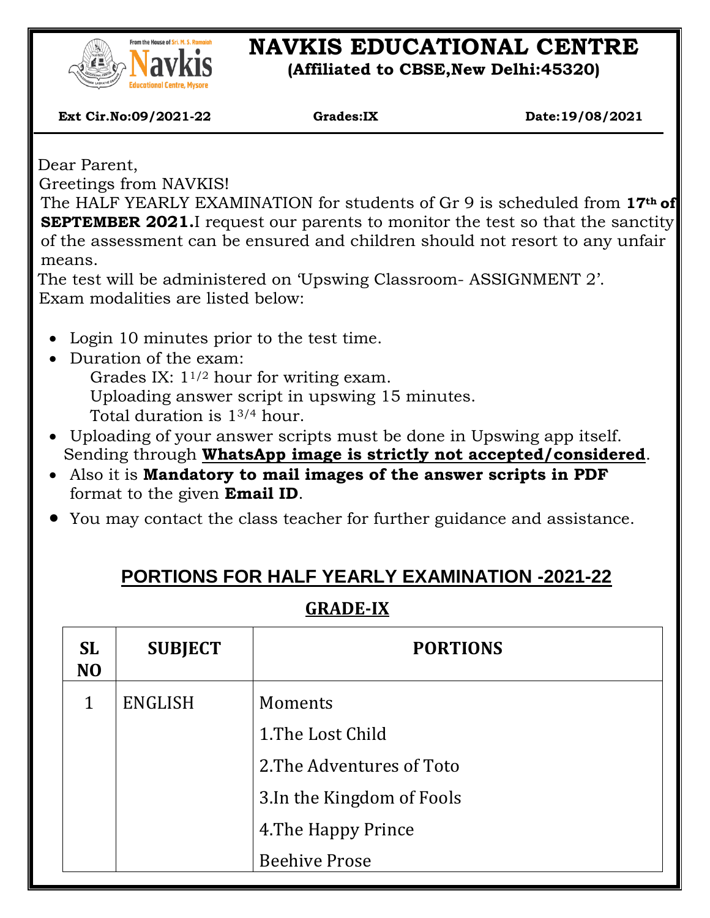# NAVKIS EDUCATIONAL CENTRE

**(Affiliated to CBSE,New Delhi:45320)**

**Ext Cir.No:09/2021-22** **Grades:IX** **Date:19/08/2021**

Dear Parent,

Greetings from NAVKIS!

The HALF YEARLY EXAMINATION for students of Gr 9 is scheduled from **17th of SEPTEMBER 2021.** I request our parents to monitor the test so that the sanctity of the assessment can be ensured and children should not resort to any unfair means.

The test will be administered on 'Upswing Classroom- ASSIGNMENT 2'.

Exam modalities are listed below:

- Login 10 minutes prior to the test time.
- Duration of the exam:
  - Grades IX: 1 1/2 hour for writing exam.
  - Uploading answer script in upswing 15 minutes.
  - Total duration is 1 3/4 hour.
- Uploading of your answer scripts must be done in Upswing app itself. Sending through **WhatsApp image is strictly not accepted/considered**.
- Also it is **Mandatory to mail images of the answer scripts in PDF** format to the given **Email ID**.
- You may contact the class teacher for further guidance and assistance.

## PORTIONS FOR HALF YEARLY EXAMINATION -2021-22

### GRADE-IX

| SL NO | SUBJECT | PORTIONS |
|---|---|---|
| 1 | ENGLISH | Moments<br>1.The Lost Child<br>2.The Adventures of Toto<br>3.In the Kingdom of Fools<br>4.The Happy Prince<br>Beehive Prose |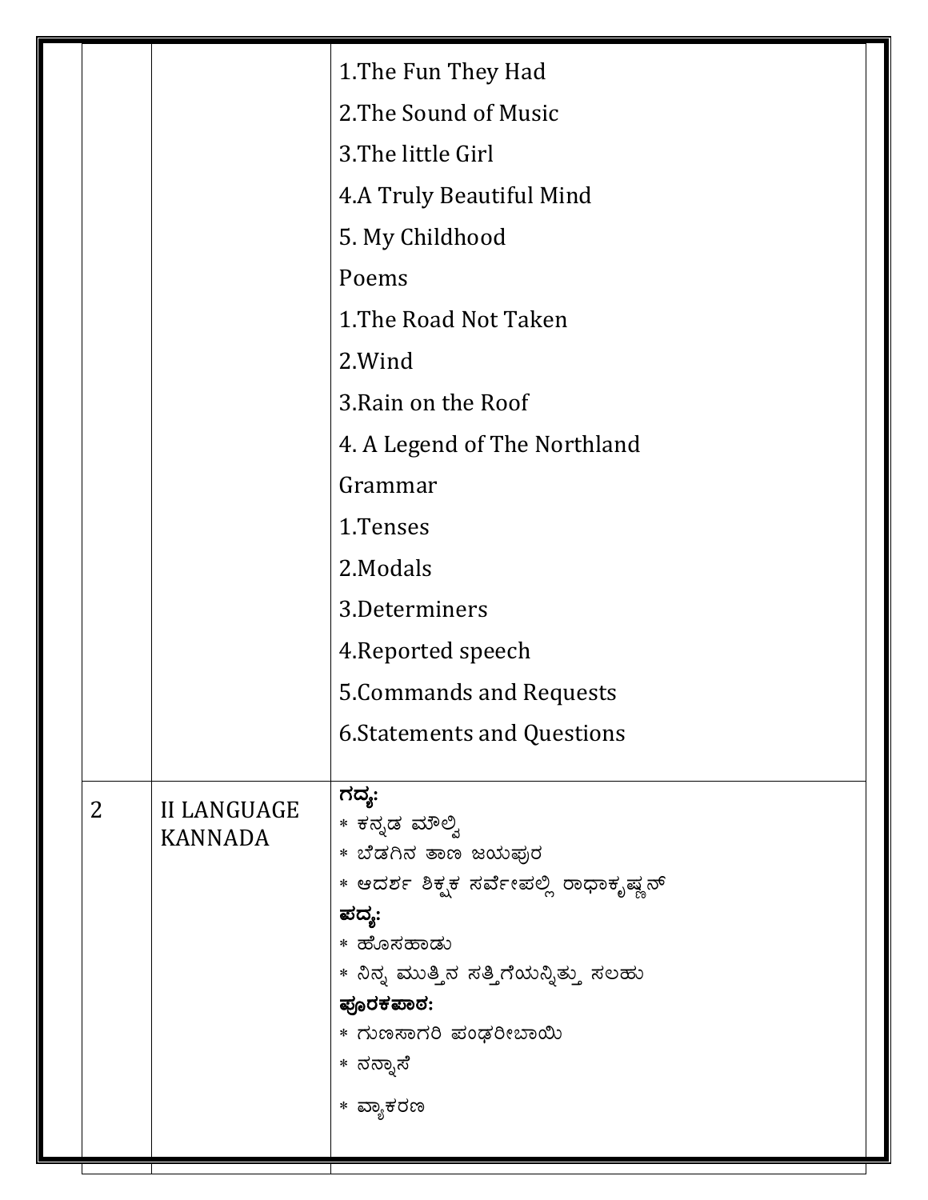|   |   |   |
|---|---|---|
|   |   | 1.The Fun They Had<br>2.The Sound of Music<br>3.The little Girl<br>4.A Truly Beautiful Mind<br>5. My Childhood<br>Poems<br>1.The Road Not Taken<br>2.Wind<br>3.Rain on the Roof<br>4. A Legend of The Northland<br>Grammar<br>1.Tenses<br>2.Modals<br>3.Determiners<br>4.Reported speech<br>5.Commands and Requests<br>6.Statements and Questions |
| 2 | II LANGUAGE KANNADA | **ಗದ್ಯ:**<br>* ಕನ್ನಡ ಮೌಲ್ವಿ<br>* ಬೆಡಗಿನ ತಾಣ ಜಯಪುರ<br>* ಆದರ್ಶ ಶಿಕ್ಷಕ ಸರ್ವೇಪಲ್ಲಿ ರಾಧಾಕೃಷ್ಣನ್<br>**ಪದ್ಯ:**<br>* ಹೊಸಹಾಡು<br>* ನಿನ್ನ ಮುತ್ತಿನ ಸತ್ತಿಗೆಯನ್ನಿತ್ತು ಸಲಹು<br>**ಪೂರಕಪಾಠ:**<br>* ಗುಣಸಾಗರಿ ಪಂಢರೀಬಾಯಿ<br>* ನನ್ನಾಸೆ<br>* ವ್ಯಾಕರಣ |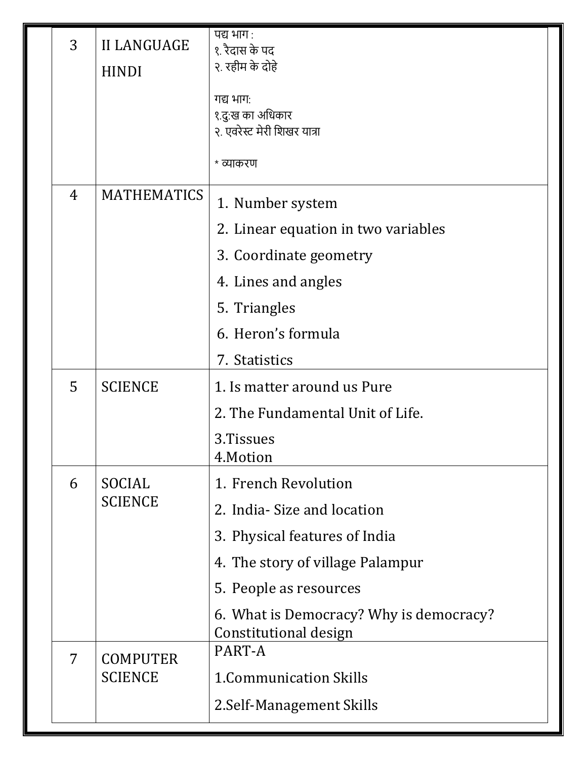| 3 | II LANGUAGE HINDI | पद्य भाग :<br>१. रैदास के पद<br>२. रहीम के दोहे<br><br>गद्य भाग:<br>१.दु:ख का अधिकार<br>२. एवरेस्ट मेरी शिखर यात्रा<br><br>* व्याकरण |
|---|---|---|
| 4 | MATHEMATICS | 1. Number system<br>2. Linear equation in two variables<br>3. Coordinate geometry<br>4. Lines and angles<br>5. Triangles<br>6. Heron's formula<br>7. Statistics |
| 5 | SCIENCE | 1. Is matter around us Pure<br>2. The Fundamental Unit of Life.<br>3.Tissues<br>4.Motion |
| 6 | SOCIAL SCIENCE | 1. French Revolution<br>2. India- Size and location<br>3. Physical features of India<br>4. The story of village Palampur<br>5. People as resources<br>6. What is Democracy? Why is democracy? Constitutional design |
| 7 | COMPUTER SCIENCE | PART-A<br>1.Communication Skills<br>2.Self-Management Skills |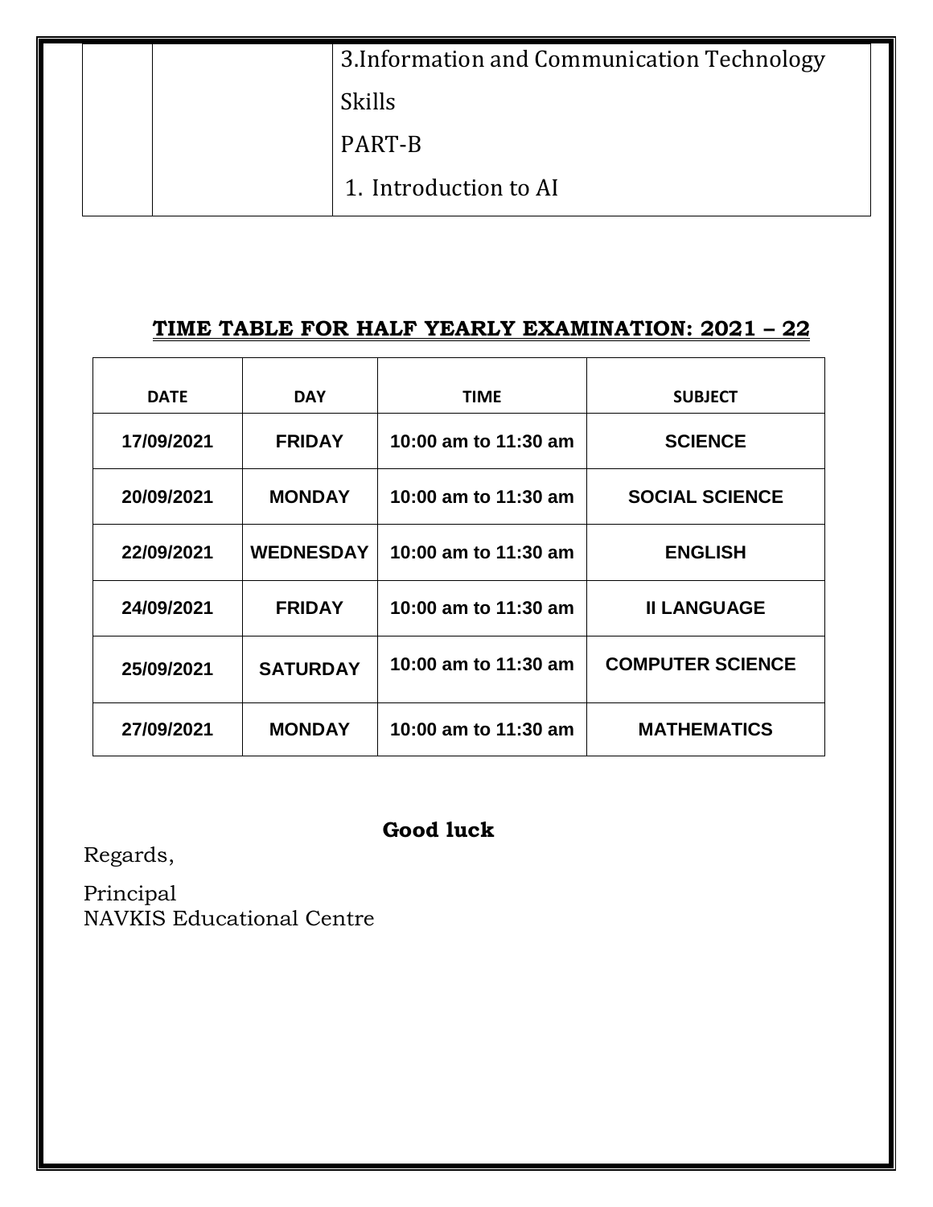| | | |
|---|---|---|
| | | 3.Information and Communication Technology Skills<br>PART-B<br>1. Introduction to AI |

## TIME TABLE FOR HALF YEARLY EXAMINATION: 2021 – 22

| DATE | DAY | TIME | SUBJECT |
|---|---|---|---|
| 17/09/2021 | FRIDAY | 10:00 am to 11:30 am | SCIENCE |
| 20/09/2021 | MONDAY | 10:00 am to 11:30 am | SOCIAL SCIENCE |
| 22/09/2021 | WEDNESDAY | 10:00 am to 11:30 am | ENGLISH |
| 24/09/2021 | FRIDAY | 10:00 am to 11:30 am | II LANGUAGE |
| 25/09/2021 | SATURDAY | 10:00 am to 11:30 am | COMPUTER SCIENCE |
| 27/09/2021 | MONDAY | 10:00 am to 11:30 am | MATHEMATICS |

**Good luck**

Regards,

Principal
NAVKIS Educational Centre